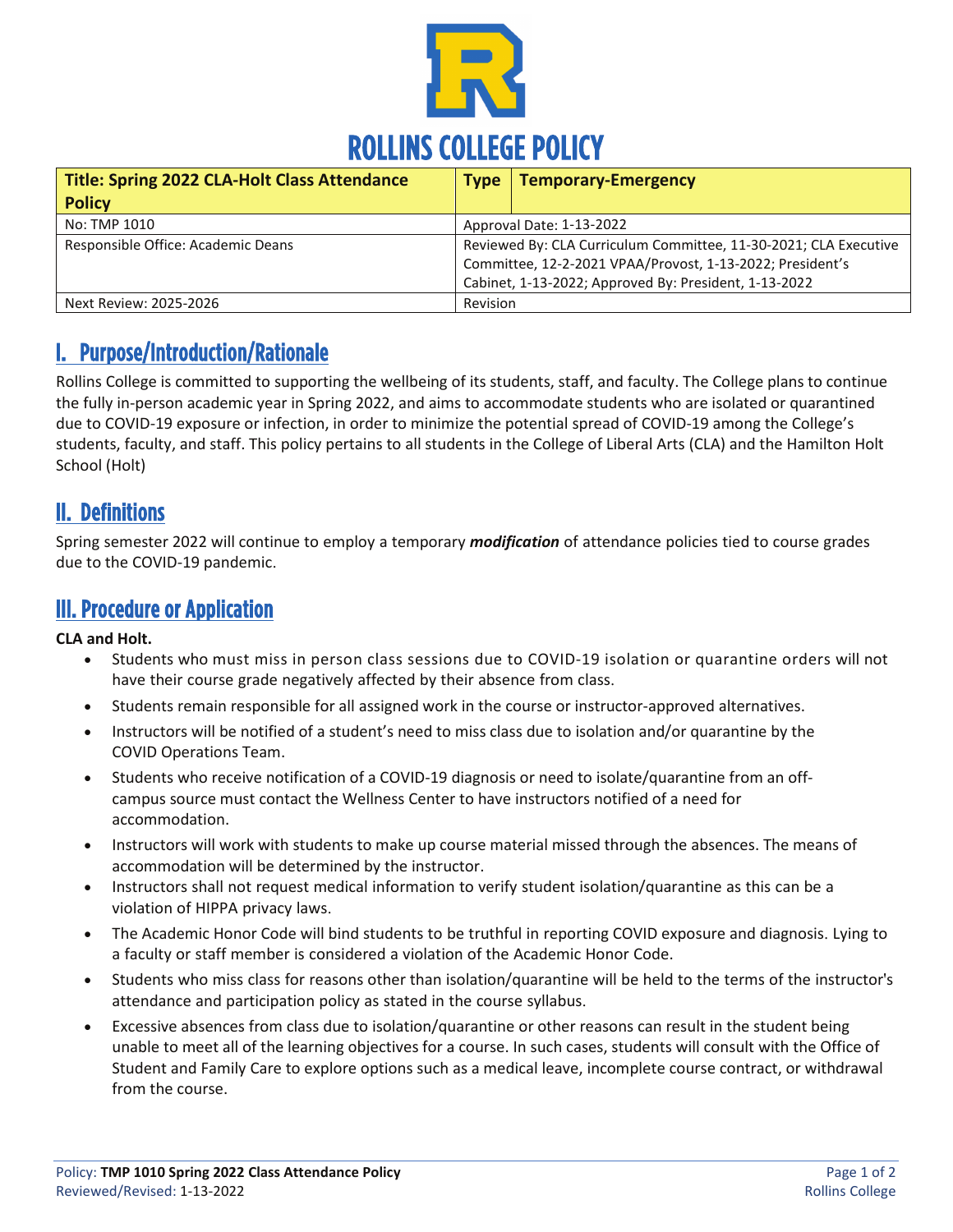# ROLLINS COLLEGE POLICY

| **Title: Spring 2022 CLA-Holt Class Attendance Policy** | **Type** | **Temporary-Emergency** |
|---|---|---|
| No: TMP 1010 | Approval Date: 1-13-2022 | |
| Responsible Office: Academic Deans | Reviewed By: CLA Curriculum Committee, 11-30-2021; CLA Executive Committee, 12-2-2021 VPAA/Provost, 1-13-2022; President's Cabinet, 1-13-2022; Approved By: President, 1-13-2022 | |
| Next Review: 2025-2026 | Revision | |

## I. Purpose/Introduction/Rationale

Rollins College is committed to supporting the wellbeing of its students, staff, and faculty. The College plans to continue the fully in-person academic year in Spring 2022, and aims to accommodate students who are isolated or quarantined due to COVID-19 exposure or infection, in order to minimize the potential spread of COVID-19 among the College's students, faculty, and staff. This policy pertains to all students in the College of Liberal Arts (CLA) and the Hamilton Holt School (Holt)

## II. Definitions

Spring semester 2022 will continue to employ a temporary ***modification*** of attendance policies tied to course grades due to the COVID-19 pandemic.

## III. Procedure or Application

**CLA and Holt.**

- Students who must miss in person class sessions due to COVID-19 isolation or quarantine orders will not have their course grade negatively affected by their absence from class.
- Students remain responsible for all assigned work in the course or instructor-approved alternatives.
- Instructors will be notified of a student's need to miss class due to isolation and/or quarantine by the COVID Operations Team.
- Students who receive notification of a COVID-19 diagnosis or need to isolate/quarantine from an off-campus source must contact the Wellness Center to have instructors notified of a need for accommodation.
- Instructors will work with students to make up course material missed through the absences. The means of accommodation will be determined by the instructor.
- Instructors shall not request medical information to verify student isolation/quarantine as this can be a violation of HIPPA privacy laws.
- The Academic Honor Code will bind students to be truthful in reporting COVID exposure and diagnosis. Lying to a faculty or staff member is considered a violation of the Academic Honor Code.
- Students who miss class for reasons other than isolation/quarantine will be held to the terms of the instructor's attendance and participation policy as stated in the course syllabus.
- Excessive absences from class due to isolation/quarantine or other reasons can result in the student being unable to meet all of the learning objectives for a course. In such cases, students will consult with the Office of Student and Family Care to explore options such as a medical leave, incomplete course contract, or withdrawal from the course.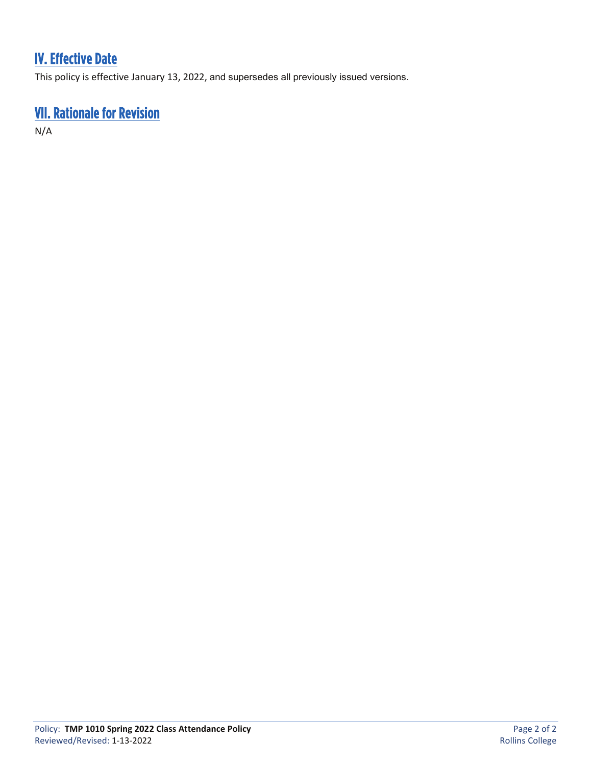## IV. Effective Date

This policy is effective January 13, 2022, and supersedes all previously issued versions.

## VII. Rationale for Revision

N/A